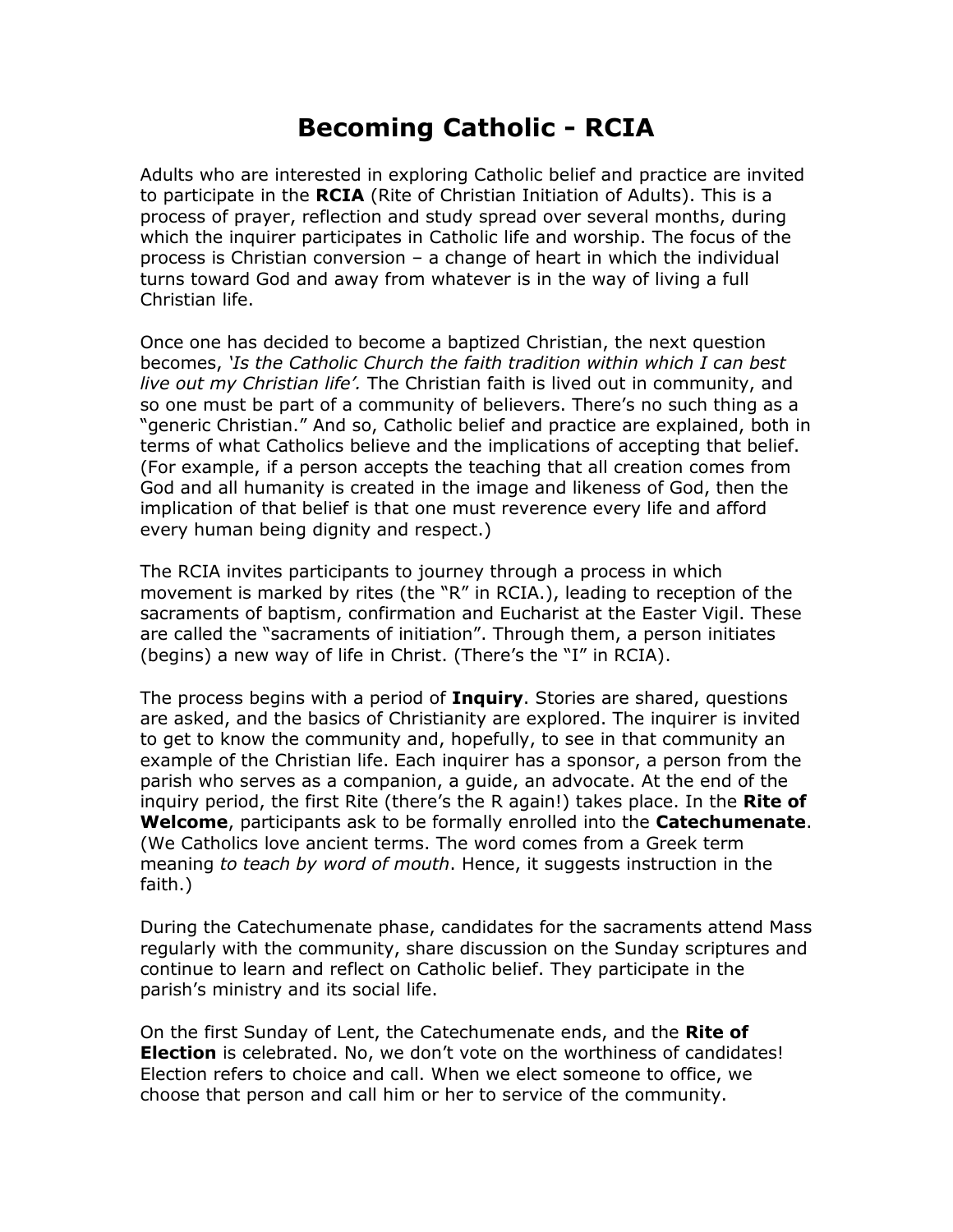# Becoming Catholic - RCIA

Adults who are interested in exploring Catholic belief and practice are invited to participate in the **RCIA** (Rite of Christian Initiation of Adults). This is a process of prayer, reflection and study spread over several months, during which the inquirer participates in Catholic life and worship. The focus of the process is Christian conversion – a change of heart in which the individual turns toward God and away from whatever is in the way of living a full Christian life.

Once one has decided to become a baptized Christian, the next question becomes, *'Is the Catholic Church the faith tradition within which I can best live out my Christian life'.* The Christian faith is lived out in community, and so one must be part of a community of believers. There's no such thing as a "generic Christian." And so, Catholic belief and practice are explained, both in terms of what Catholics believe and the implications of accepting that belief. (For example, if a person accepts the teaching that all creation comes from God and all humanity is created in the image and likeness of God, then the implication of that belief is that one must reverence every life and afford every human being dignity and respect.)

The RCIA invites participants to journey through a process in which movement is marked by rites (the "R" in RCIA.), leading to reception of the sacraments of baptism, confirmation and Eucharist at the Easter Vigil. These are called the "sacraments of initiation". Through them, a person initiates (begins) a new way of life in Christ. (There's the "I" in RCIA).

The process begins with a period of **Inquiry**. Stories are shared, questions are asked, and the basics of Christianity are explored. The inquirer is invited to get to know the community and, hopefully, to see in that community an example of the Christian life. Each inquirer has a sponsor, a person from the parish who serves as a companion, a guide, an advocate. At the end of the inquiry period, the first Rite (there's the R again!) takes place. In the **Rite of Welcome**, participants ask to be formally enrolled into the **Catechumenate**. (We Catholics love ancient terms. The word comes from a Greek term meaning *to teach by word of mouth*. Hence, it suggests instruction in the faith.)

During the Catechumenate phase, candidates for the sacraments attend Mass regularly with the community, share discussion on the Sunday scriptures and continue to learn and reflect on Catholic belief. They participate in the parish's ministry and its social life.

On the first Sunday of Lent, the Catechumenate ends, and the **Rite of Election** is celebrated. No, we don't vote on the worthiness of candidates! Election refers to choice and call. When we elect someone to office, we choose that person and call him or her to service of the community.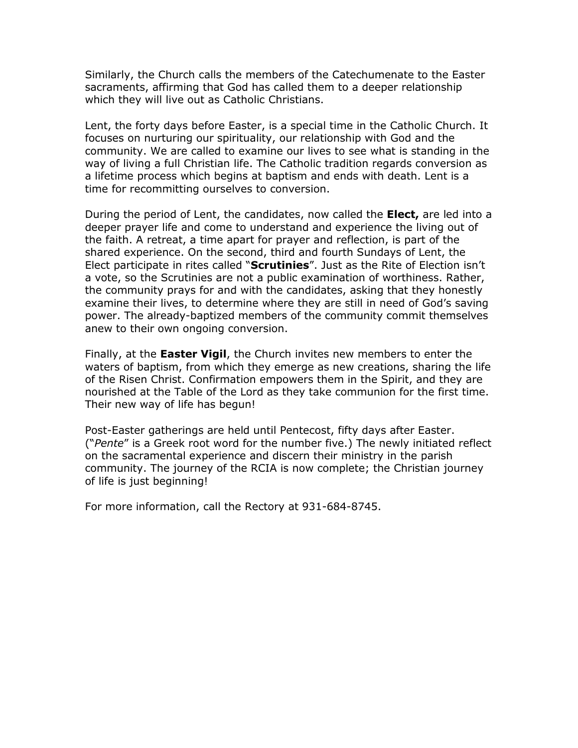Similarly, the Church calls the members of the Catechumenate to the Easter sacraments, affirming that God has called them to a deeper relationship which they will live out as Catholic Christians.

Lent, the forty days before Easter, is a special time in the Catholic Church. It focuses on nurturing our spirituality, our relationship with God and the community. We are called to examine our lives to see what is standing in the way of living a full Christian life. The Catholic tradition regards conversion as a lifetime process which begins at baptism and ends with death. Lent is a time for recommitting ourselves to conversion.

During the period of Lent, the candidates, now called the **Elect,** are led into a deeper prayer life and come to understand and experience the living out of the faith. A retreat, a time apart for prayer and reflection, is part of the shared experience. On the second, third and fourth Sundays of Lent, the Elect participate in rites called "**Scrutinies**". Just as the Rite of Election isn't a vote, so the Scrutinies are not a public examination of worthiness. Rather, the community prays for and with the candidates, asking that they honestly examine their lives, to determine where they are still in need of God's saving power. The already-baptized members of the community commit themselves anew to their own ongoing conversion.

Finally, at the **Easter Vigil**, the Church invites new members to enter the waters of baptism, from which they emerge as new creations, sharing the life of the Risen Christ. Confirmation empowers them in the Spirit, and they are nourished at the Table of the Lord as they take communion for the first time. Their new way of life has begun!

Post-Easter gatherings are held until Pentecost, fifty days after Easter. ("*Pente*" is a Greek root word for the number five.) The newly initiated reflect on the sacramental experience and discern their ministry in the parish community. The journey of the RCIA is now complete; the Christian journey of life is just beginning!

For more information, call the Rectory at 931-684-8745.